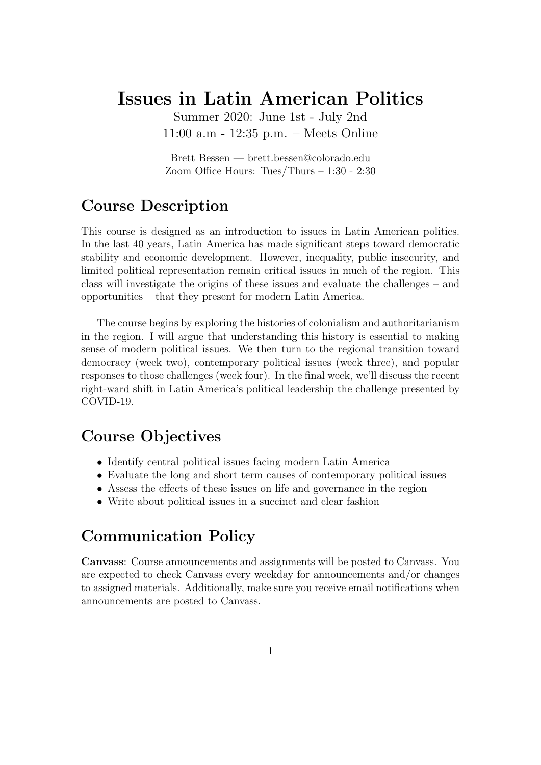# Issues in Latin American Politics

Summer 2020: June 1st - July 2nd
11:00 a.m - 12:35 p.m. – Meets Online

Brett Bessen — brett.bessen@colorado.edu
Zoom Office Hours: Tues/Thurs – 1:30 - 2:30

## Course Description

This course is designed as an introduction to issues in Latin American politics. In the last 40 years, Latin America has made significant steps toward democratic stability and economic development. However, inequality, public insecurity, and limited political representation remain critical issues in much of the region. This class will investigate the origins of these issues and evaluate the challenges – and opportunities – that they present for modern Latin America.

The course begins by exploring the histories of colonialism and authoritarianism in the region. I will argue that understanding this history is essential to making sense of modern political issues. We then turn to the regional transition toward democracy (week two), contemporary political issues (week three), and popular responses to those challenges (week four). In the final week, we'll discuss the recent right-ward shift in Latin America's political leadership the challenge presented by COVID-19.

## Course Objectives

- Identify central political issues facing modern Latin America
- Evaluate the long and short term causes of contemporary political issues
- Assess the effects of these issues on life and governance in the region
- Write about political issues in a succinct and clear fashion

## Communication Policy

**Canvass**: Course announcements and assignments will be posted to Canvass. You are expected to check Canvass every weekday for announcements and/or changes to assigned materials. Additionally, make sure you receive email notifications when announcements are posted to Canvass.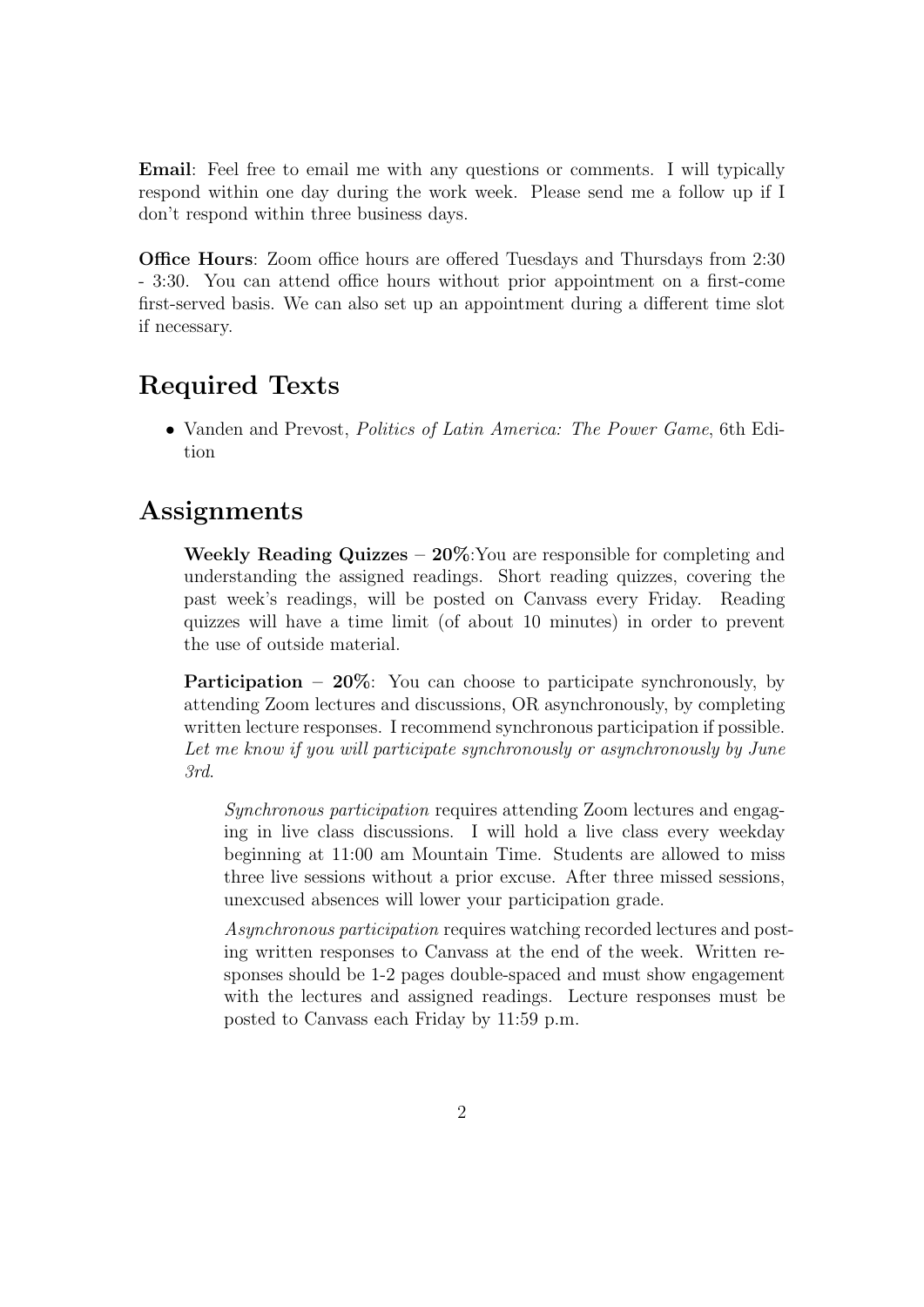**Email**: Feel free to email me with any questions or comments. I will typically respond within one day during the work week. Please send me a follow up if I don't respond within three business days.

**Office Hours**: Zoom office hours are offered Tuesdays and Thursdays from 2:30 - 3:30. You can attend office hours without prior appointment on a first-come first-served basis. We can also set up an appointment during a different time slot if necessary.

## Required Texts

- Vanden and Prevost, *Politics of Latin America: The Power Game*, 6th Edition

## Assignments

**Weekly Reading Quizzes – 20%**:You are responsible for completing and understanding the assigned readings. Short reading quizzes, covering the past week's readings, will be posted on Canvass every Friday. Reading quizzes will have a time limit (of about 10 minutes) in order to prevent the use of outside material.

**Participation – 20%**: You can choose to participate synchronously, by attending Zoom lectures and discussions, OR asynchronously, by completing written lecture responses. I recommend synchronous participation if possible. *Let me know if you will participate synchronously or asynchronously by June 3rd.*

*Synchronous participation* requires attending Zoom lectures and engaging in live class discussions. I will hold a live class every weekday beginning at 11:00 am Mountain Time. Students are allowed to miss three live sessions without a prior excuse. After three missed sessions, unexcused absences will lower your participation grade.

*Asynchronous participation* requires watching recorded lectures and posting written responses to Canvass at the end of the week. Written responses should be 1-2 pages double-spaced and must show engagement with the lectures and assigned readings. Lecture responses must be posted to Canvass each Friday by 11:59 p.m.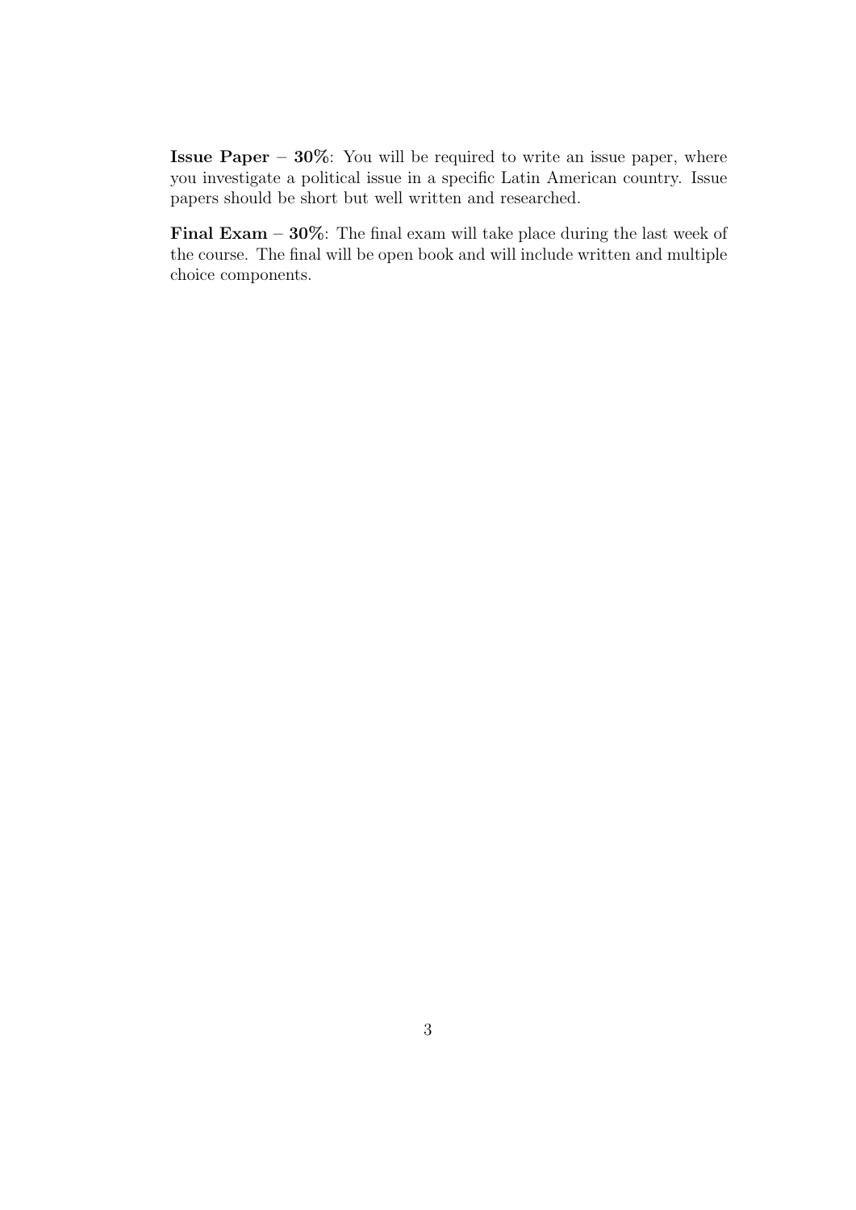**Issue Paper – 30%**: You will be required to write an issue paper, where you investigate a political issue in a specific Latin American country. Issue papers should be short but well written and researched.

**Final Exam – 30%**: The final exam will take place during the last week of the course. The final will be open book and will include written and multiple choice components.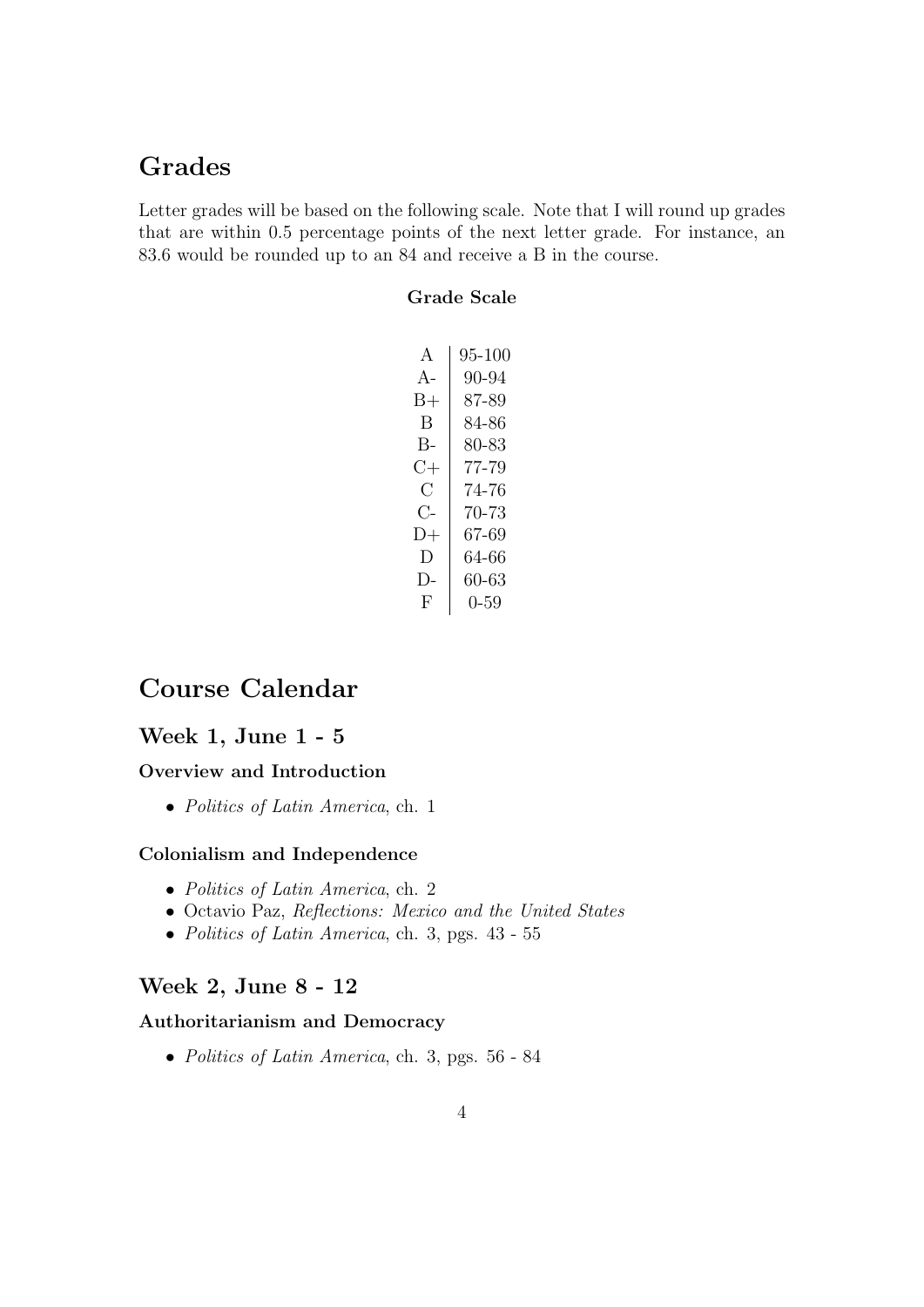## Grades

Letter grades will be based on the following scale. Note that I will round up grades that are within 0.5 percentage points of the next letter grade. For instance, an 83.6 would be rounded up to an 84 and receive a B in the course.

**Grade Scale**

| | |
|---|---|
| A | 95-100 |
| A- | 90-94 |
| B+ | 87-89 |
| B | 84-86 |
| B- | 80-83 |
| C+ | 77-79 |
| C | 74-76 |
| C- | 70-73 |
| D+ | 67-69 |
| D | 64-66 |
| D- | 60-63 |
| F | 0-59 |

## Course Calendar

### Week 1, June 1 - 5

#### Overview and Introduction

- *Politics of Latin America*, ch. 1

#### Colonialism and Independence

- *Politics of Latin America*, ch. 2
- Octavio Paz, *Reflections: Mexico and the United States*
- *Politics of Latin America*, ch. 3, pgs. 43 - 55

### Week 2, June 8 - 12

#### Authoritarianism and Democracy

- *Politics of Latin America*, ch. 3, pgs. 56 - 84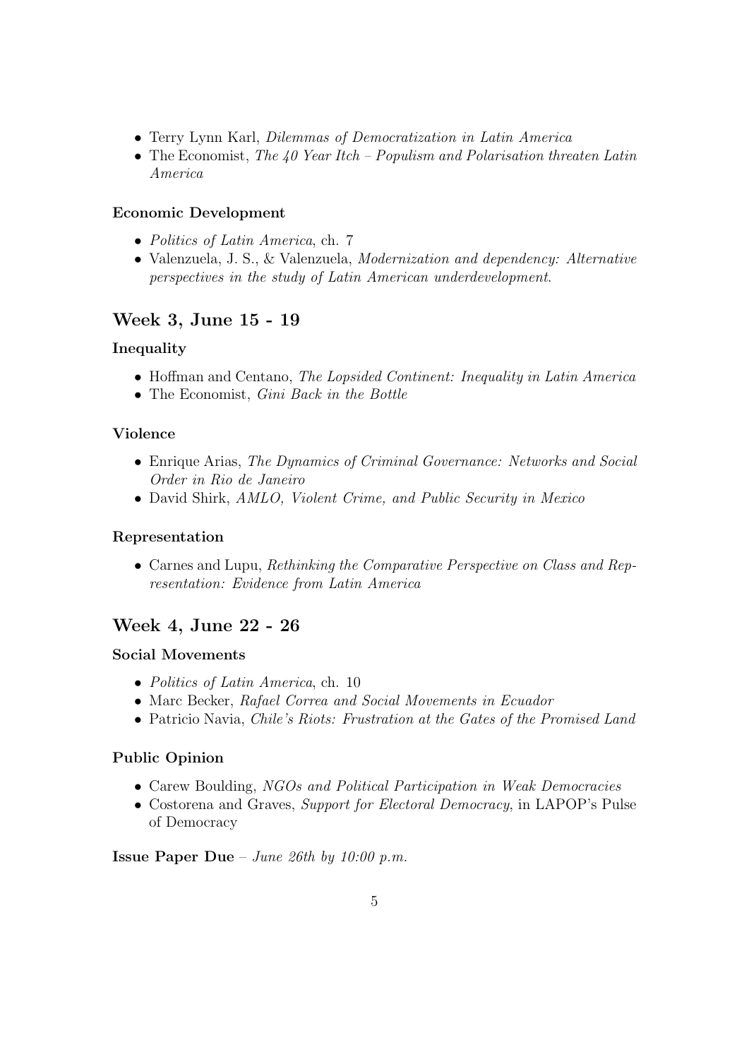- Terry Lynn Karl, *Dilemmas of Democratization in Latin America*
- The Economist, *The 40 Year Itch – Populism and Polarisation threaten Latin America*

**Economic Development**

- *Politics of Latin America*, ch. 7
- Valenzuela, J. S., & Valenzuela, *Modernization and dependency: Alternative perspectives in the study of Latin American underdevelopment.*

## Week 3, June 15 - 19

**Inequality**

- Hoffman and Centano, *The Lopsided Continent: Inequality in Latin America*
- The Economist, *Gini Back in the Bottle*

**Violence**

- Enrique Arias, *The Dynamics of Criminal Governance: Networks and Social Order in Rio de Janeiro*
- David Shirk, *AMLO, Violent Crime, and Public Security in Mexico*

**Representation**

- Carnes and Lupu, *Rethinking the Comparative Perspective on Class and Representation: Evidence from Latin America*

## Week 4, June 22 - 26

**Social Movements**

- *Politics of Latin America*, ch. 10
- Marc Becker, *Rafael Correa and Social Movements in Ecuador*
- Patricio Navia, *Chile's Riots: Frustration at the Gates of the Promised Land*

**Public Opinion**

- Carew Boulding, *NGOs and Political Participation in Weak Democracies*
- Costorena and Graves, *Support for Electoral Democracy*, in LAPOP's Pulse of Democracy

**Issue Paper Due** – *June 26th by 10:00 p.m.*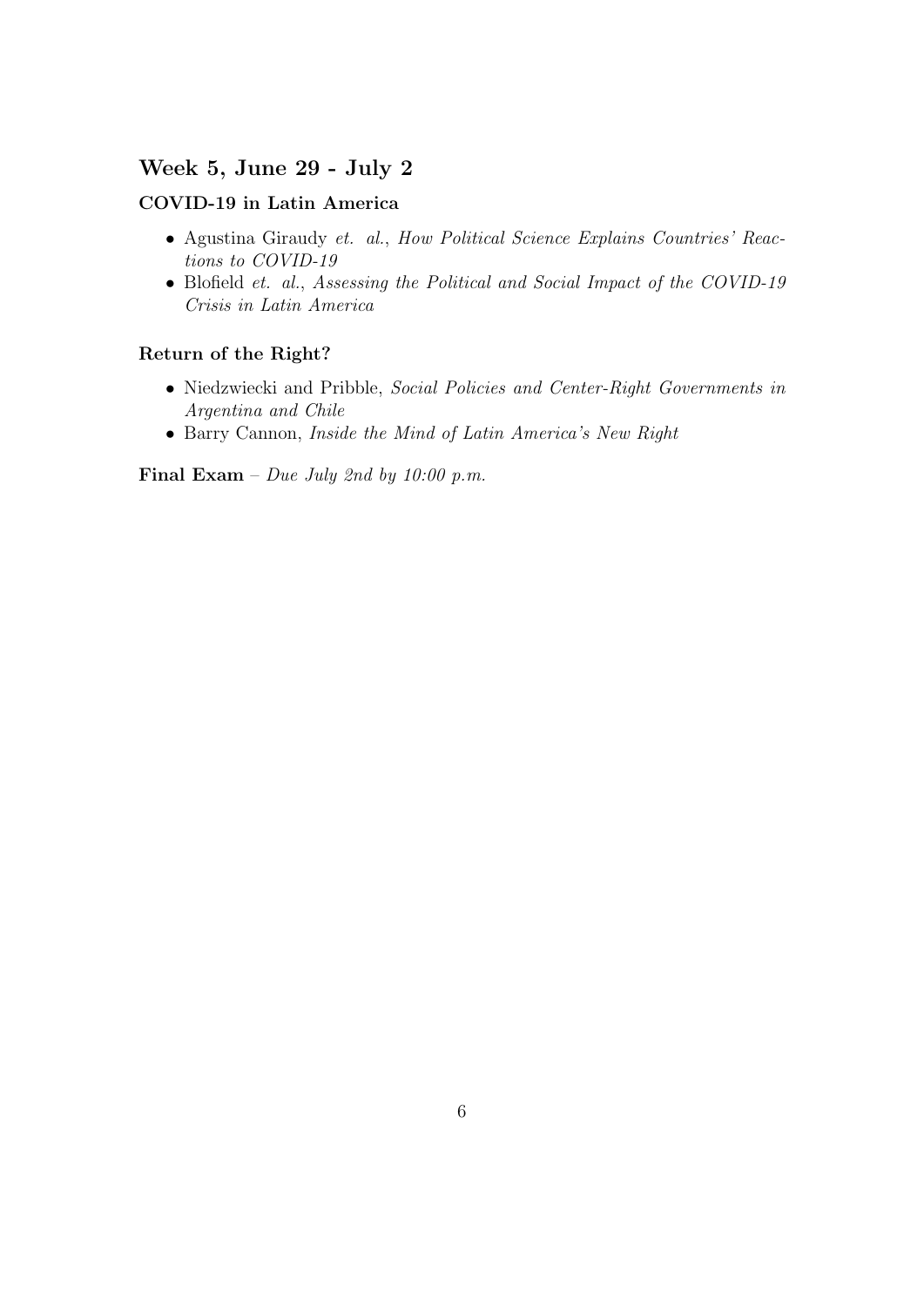## Week 5, June 29 - July 2

### COVID-19 in Latin America

- Agustina Giraudy *et. al.*, *How Political Science Explains Countries' Reactions to COVID-19*
- Blofield *et. al.*, *Assessing the Political and Social Impact of the COVID-19 Crisis in Latin America*

### Return of the Right?

- Niedzwiecki and Pribble, *Social Policies and Center-Right Governments in Argentina and Chile*
- Barry Cannon, *Inside the Mind of Latin America's New Right*

**Final Exam** – *Due July 2nd by 10:00 p.m.*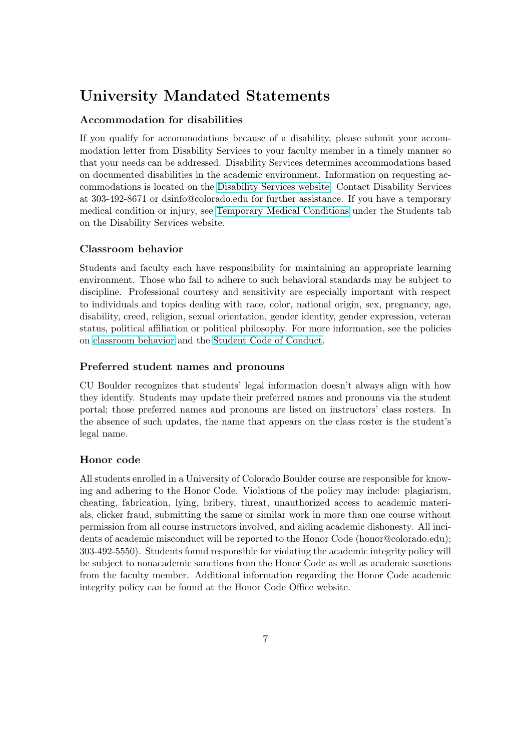# University Mandated Statements

### Accommodation for disabilities

If you qualify for accommodations because of a disability, please submit your accommodation letter from Disability Services to your faculty member in a timely manner so that your needs can be addressed. Disability Services determines accommodations based on documented disabilities in the academic environment. Information on requesting accommodations is located on the Disability Services website. Contact Disability Services at 303-492-8671 or dsinfo@colorado.edu for further assistance. If you have a temporary medical condition or injury, see Temporary Medical Conditions under the Students tab on the Disability Services website.

### Classroom behavior

Students and faculty each have responsibility for maintaining an appropriate learning environment. Those who fail to adhere to such behavioral standards may be subject to discipline. Professional courtesy and sensitivity are especially important with respect to individuals and topics dealing with race, color, national origin, sex, pregnancy, age, disability, creed, religion, sexual orientation, gender identity, gender expression, veteran status, political affiliation or political philosophy. For more information, see the policies on classroom behavior and the Student Code of Conduct.

### Preferred student names and pronouns

CU Boulder recognizes that students' legal information doesn't always align with how they identify. Students may update their preferred names and pronouns via the student portal; those preferred names and pronouns are listed on instructors' class rosters. In the absence of such updates, the name that appears on the class roster is the student's legal name.

### Honor code

All students enrolled in a University of Colorado Boulder course are responsible for knowing and adhering to the Honor Code. Violations of the policy may include: plagiarism, cheating, fabrication, lying, bribery, threat, unauthorized access to academic materials, clicker fraud, submitting the same or similar work in more than one course without permission from all course instructors involved, and aiding academic dishonesty. All incidents of academic misconduct will be reported to the Honor Code (honor@colorado.edu); 303-492-5550). Students found responsible for violating the academic integrity policy will be subject to nonacademic sanctions from the Honor Code as well as academic sanctions from the faculty member. Additional information regarding the Honor Code academic integrity policy can be found at the Honor Code Office website.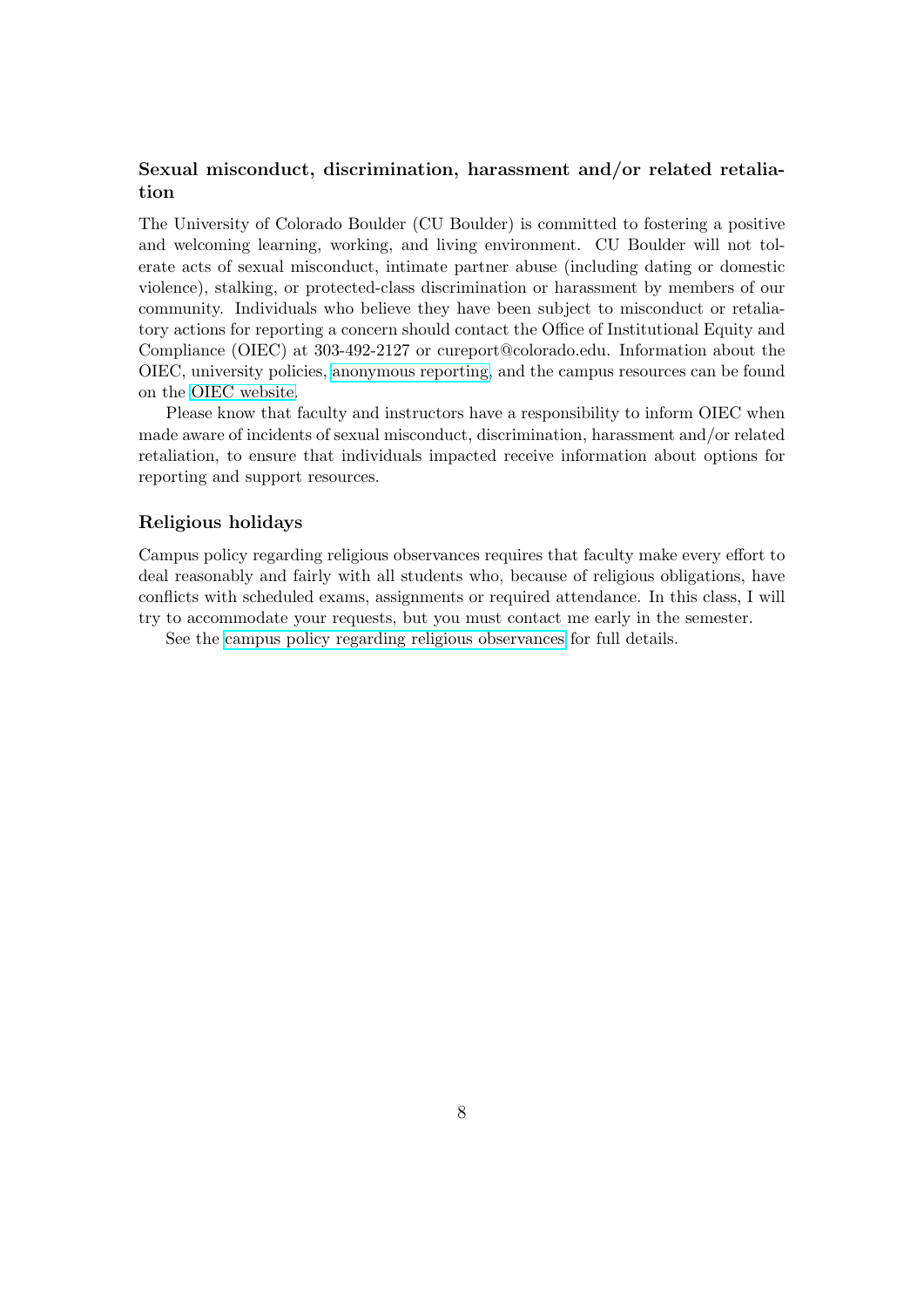### Sexual misconduct, discrimination, harassment and/or related retaliation

The University of Colorado Boulder (CU Boulder) is committed to fostering a positive and welcoming learning, working, and living environment. CU Boulder will not tolerate acts of sexual misconduct, intimate partner abuse (including dating or domestic violence), stalking, or protected-class discrimination or harassment by members of our community. Individuals who believe they have been subject to misconduct or retaliatory actions for reporting a concern should contact the Office of Institutional Equity and Compliance (OIEC) at 303-492-2127 or cureport@colorado.edu. Information about the OIEC, university policies, anonymous reporting, and the campus resources can be found on the OIEC website.

Please know that faculty and instructors have a responsibility to inform OIEC when made aware of incidents of sexual misconduct, discrimination, harassment and/or related retaliation, to ensure that individuals impacted receive information about options for reporting and support resources.

### Religious holidays

Campus policy regarding religious observances requires that faculty make every effort to deal reasonably and fairly with all students who, because of religious obligations, have conflicts with scheduled exams, assignments or required attendance. In this class, I will try to accommodate your requests, but you must contact me early in the semester.

See the campus policy regarding religious observances for full details.